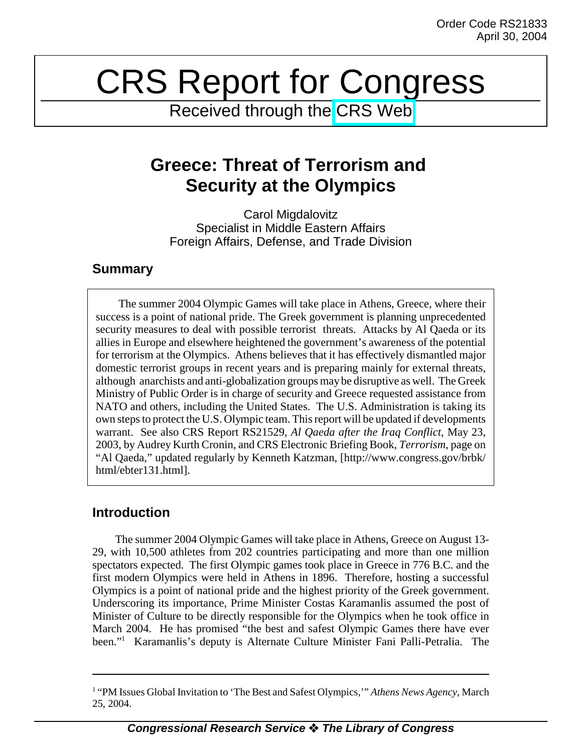Order Code RS21833
April 30, 2004

# CRS Report for Congress

Received through the CRS Web

## Greece: Threat of Terrorism and Security at the Olympics

Carol Migdalovitz
Specialist in Middle Eastern Affairs
Foreign Affairs, Defense, and Trade Division

### Summary

The summer 2004 Olympic Games will take place in Athens, Greece, where their success is a point of national pride. The Greek government is planning unprecedented security measures to deal with possible terrorist threats. Attacks by Al Qaeda or its allies in Europe and elsewhere heightened the government's awareness of the potential for terrorism at the Olympics. Athens believes that it has effectively dismantled major domestic terrorist groups in recent years and is preparing mainly for external threats, although anarchists and anti-globalization groups may be disruptive as well. The Greek Ministry of Public Order is in charge of security and Greece requested assistance from NATO and others, including the United States. The U.S. Administration is taking its own steps to protect the U.S. Olympic team. This report will be updated if developments warrant. See also CRS Report RS21529, *Al Qaeda after the Iraq Conflict*, May 23, 2003, by Audrey Kurth Cronin, and CRS Electronic Briefing Book, *Terrorism*, page on "Al Qaeda," updated regularly by Kenneth Katzman, [http://www.congress.gov/brbk/html/ebter131.html].

### Introduction

The summer 2004 Olympic Games will take place in Athens, Greece on August 13-29, with 10,500 athletes from 202 countries participating and more than one million spectators expected. The first Olympic games took place in Greece in 776 B.C. and the first modern Olympics were held in Athens in 1896. Therefore, hosting a successful Olympics is a point of national pride and the highest priority of the Greek government. Underscoring its importance, Prime Minister Costas Karamanlis assumed the post of Minister of Culture to be directly responsible for the Olympics when he took office in March 2004. He has promised "the best and safest Olympic Games there have ever been."[1] Karamanlis's deputy is Alternate Culture Minister Fani Palli-Petralia. The

---

[1] "PM Issues Global Invitation to 'The Best and Safest Olympics,'" *Athens News Agency*, March 25, 2004.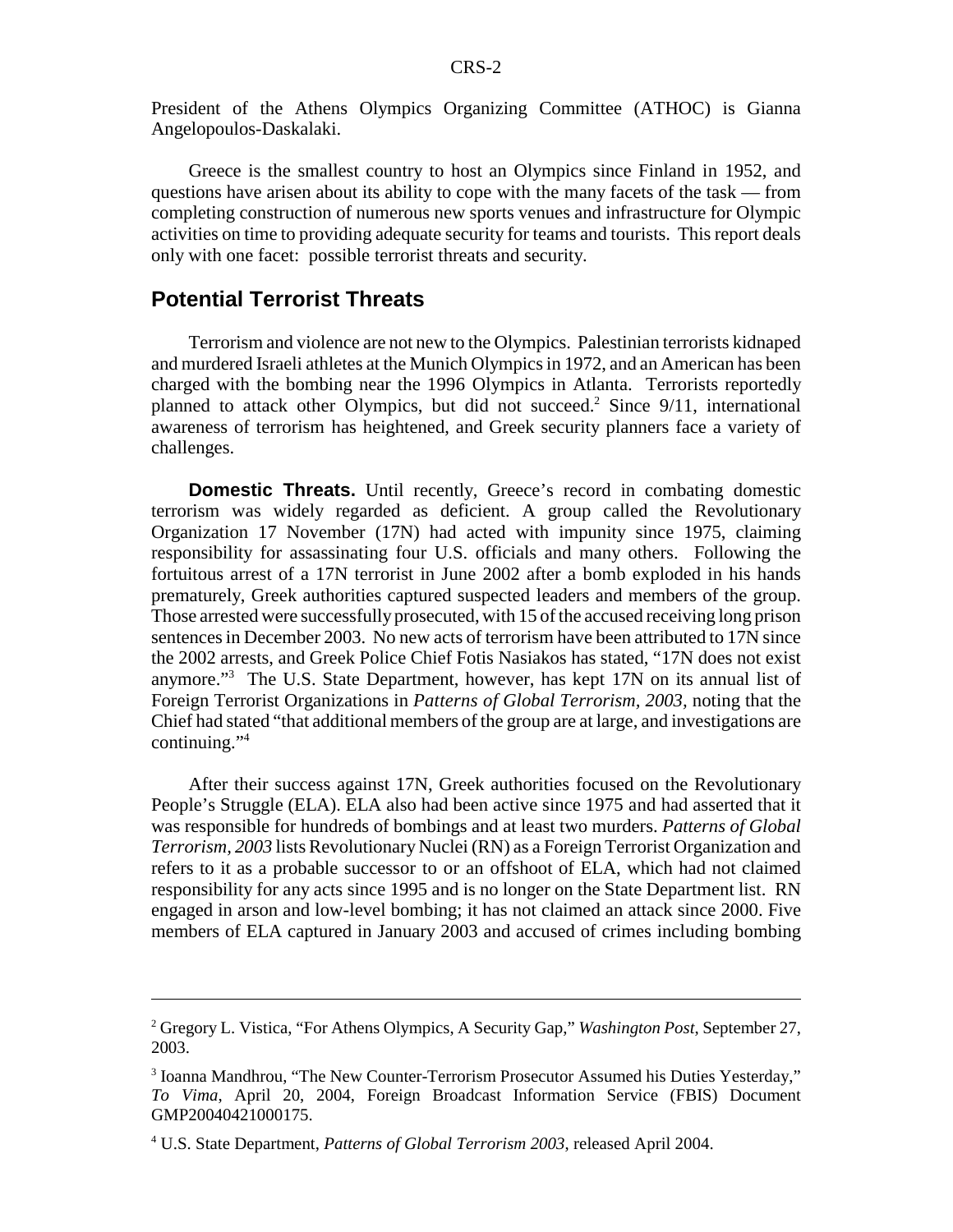President of the Athens Olympics Organizing Committee (ATHOC) is Gianna Angelopoulos-Daskalaki.

Greece is the smallest country to host an Olympics since Finland in 1952, and questions have arisen about its ability to cope with the many facets of the task — from completing construction of numerous new sports venues and infrastructure for Olympic activities on time to providing adequate security for teams and tourists. This report deals only with one facet: possible terrorist threats and security.

## Potential Terrorist Threats

Terrorism and violence are not new to the Olympics. Palestinian terrorists kidnaped and murdered Israeli athletes at the Munich Olympics in 1972, and an American has been charged with the bombing near the 1996 Olympics in Atlanta. Terrorists reportedly planned to attack other Olympics, but did not succeed.[2] Since 9/11, international awareness of terrorism has heightened, and Greek security planners face a variety of challenges.

**Domestic Threats.** Until recently, Greece's record in combating domestic terrorism was widely regarded as deficient. A group called the Revolutionary Organization 17 November (17N) had acted with impunity since 1975, claiming responsibility for assassinating four U.S. officials and many others. Following the fortuitous arrest of a 17N terrorist in June 2002 after a bomb exploded in his hands prematurely, Greek authorities captured suspected leaders and members of the group. Those arrested were successfully prosecuted, with 15 of the accused receiving long prison sentences in December 2003. No new acts of terrorism have been attributed to 17N since the 2002 arrests, and Greek Police Chief Fotis Nasiakos has stated, "17N does not exist anymore."[3] The U.S. State Department, however, has kept 17N on its annual list of Foreign Terrorist Organizations in *Patterns of Global Terrorism, 2003*, noting that the Chief had stated "that additional members of the group are at large, and investigations are continuing."[4]

After their success against 17N, Greek authorities focused on the Revolutionary People's Struggle (ELA). ELA also had been active since 1975 and had asserted that it was responsible for hundreds of bombings and at least two murders. *Patterns of Global Terrorism, 2003* lists Revolutionary Nuclei (RN) as a Foreign Terrorist Organization and refers to it as a probable successor to or an offshoot of ELA, which had not claimed responsibility for any acts since 1995 and is no longer on the State Department list. RN engaged in arson and low-level bombing; it has not claimed an attack since 2000. Five members of ELA captured in January 2003 and accused of crimes including bombing

---

[2] Gregory L. Vistica, "For Athens Olympics, A Security Gap," *Washington Post*, September 27, 2003.

[3] Ioanna Mandhrou, "The New Counter-Terrorism Prosecutor Assumed his Duties Yesterday," *To Vima*, April 20, 2004, Foreign Broadcast Information Service (FBIS) Document GMP20040421000175.

[4] U.S. State Department, *Patterns of Global Terrorism 2003*, released April 2004.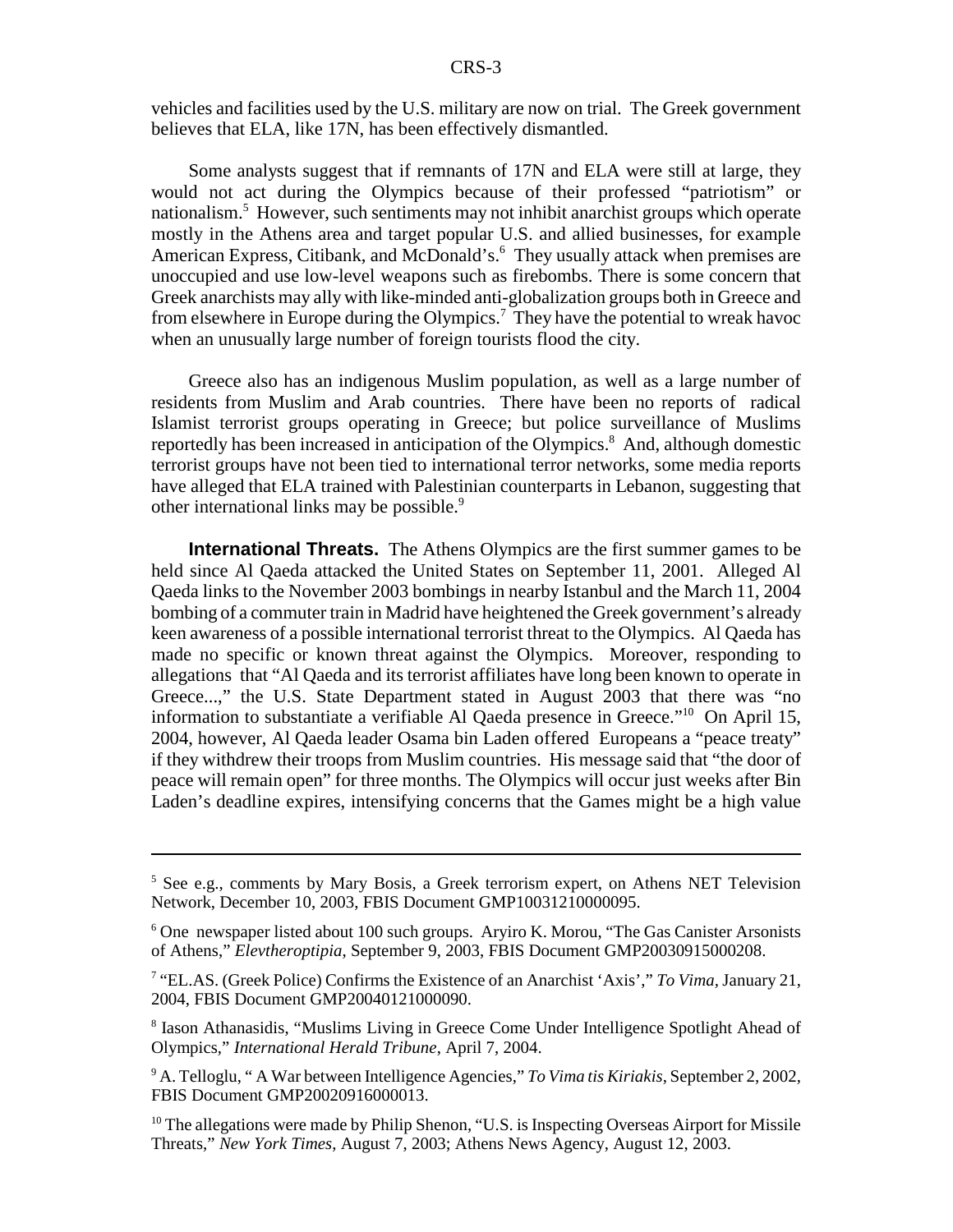vehicles and facilities used by the U.S. military are now on trial. The Greek government believes that ELA, like 17N, has been effectively dismantled.

Some analysts suggest that if remnants of 17N and ELA were still at large, they would not act during the Olympics because of their professed "patriotism" or nationalism.[5] However, such sentiments may not inhibit anarchist groups which operate mostly in the Athens area and target popular U.S. and allied businesses, for example American Express, Citibank, and McDonald's.[6] They usually attack when premises are unoccupied and use low-level weapons such as firebombs. There is some concern that Greek anarchists may ally with like-minded anti-globalization groups both in Greece and from elsewhere in Europe during the Olympics.[7] They have the potential to wreak havoc when an unusually large number of foreign tourists flood the city.

Greece also has an indigenous Muslim population, as well as a large number of residents from Muslim and Arab countries. There have been no reports of radical Islamist terrorist groups operating in Greece; but police surveillance of Muslims reportedly has been increased in anticipation of the Olympics.[8] And, although domestic terrorist groups have not been tied to international terror networks, some media reports have alleged that ELA trained with Palestinian counterparts in Lebanon, suggesting that other international links may be possible.[9]

**International Threats.** The Athens Olympics are the first summer games to be held since Al Qaeda attacked the United States on September 11, 2001. Alleged Al Qaeda links to the November 2003 bombings in nearby Istanbul and the March 11, 2004 bombing of a commuter train in Madrid have heightened the Greek government's already keen awareness of a possible international terrorist threat to the Olympics. Al Qaeda has made no specific or known threat against the Olympics. Moreover, responding to allegations that "Al Qaeda and its terrorist affiliates have long been known to operate in Greece...," the U.S. State Department stated in August 2003 that there was "no information to substantiate a verifiable Al Qaeda presence in Greece."[10] On April 15, 2004, however, Al Qaeda leader Osama bin Laden offered Europeans a "peace treaty" if they withdrew their troops from Muslim countries. His message said that "the door of peace will remain open" for three months. The Olympics will occur just weeks after Bin Laden's deadline expires, intensifying concerns that the Games might be a high value

---

[5] See e.g., comments by Mary Bosis, a Greek terrorism expert, on Athens NET Television Network, December 10, 2003, FBIS Document GMP10031210000095.

[6] One newspaper listed about 100 such groups. Aryiro K. Morou, "The Gas Canister Arsonists of Athens," *Elevtheroptipia*, September 9, 2003, FBIS Document GMP20030915000208.

[7] "EL.AS. (Greek Police) Confirms the Existence of an Anarchist 'Axis'," *To Vima*, January 21, 2004, FBIS Document GMP20040121000090.

[8] Iason Athanasidis, "Muslims Living in Greece Come Under Intelligence Spotlight Ahead of Olympics," *International Herald Tribune*, April 7, 2004.

[9] A. Telloglu, " A War between Intelligence Agencies," *To Vima tis Kiriakis*, September 2, 2002, FBIS Document GMP20020916000013.

[10] The allegations were made by Philip Shenon, "U.S. is Inspecting Overseas Airport for Missile Threats," *New York Times*, August 7, 2003; Athens News Agency, August 12, 2003.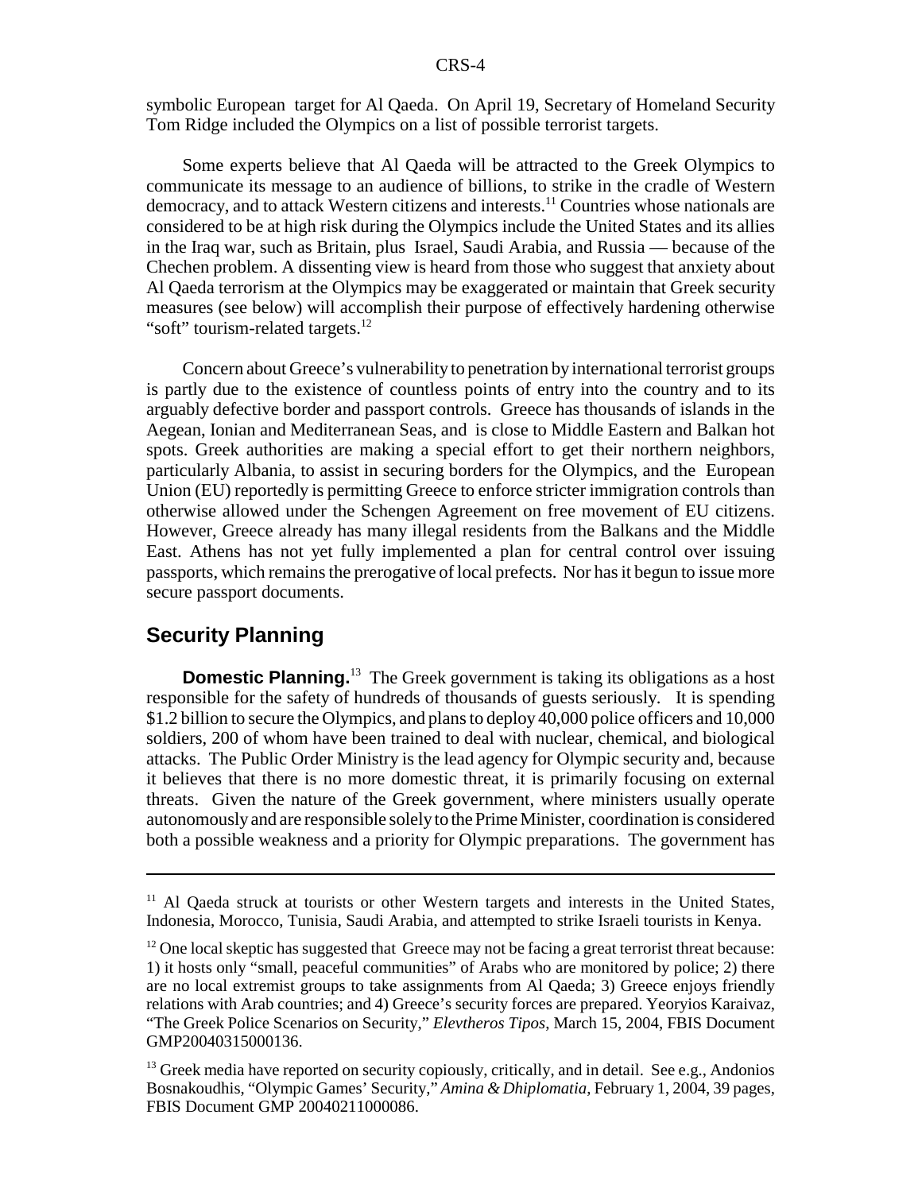symbolic European target for Al Qaeda. On April 19, Secretary of Homeland Security Tom Ridge included the Olympics on a list of possible terrorist targets.

Some experts believe that Al Qaeda will be attracted to the Greek Olympics to communicate its message to an audience of billions, to strike in the cradle of Western democracy, and to attack Western citizens and interests.[11] Countries whose nationals are considered to be at high risk during the Olympics include the United States and its allies in the Iraq war, such as Britain, plus Israel, Saudi Arabia, and Russia — because of the Chechen problem. A dissenting view is heard from those who suggest that anxiety about Al Qaeda terrorism at the Olympics may be exaggerated or maintain that Greek security measures (see below) will accomplish their purpose of effectively hardening otherwise "soft" tourism-related targets.[12]

Concern about Greece's vulnerability to penetration by international terrorist groups is partly due to the existence of countless points of entry into the country and to its arguably defective border and passport controls. Greece has thousands of islands in the Aegean, Ionian and Mediterranean Seas, and is close to Middle Eastern and Balkan hot spots. Greek authorities are making a special effort to get their northern neighbors, particularly Albania, to assist in securing borders for the Olympics, and the European Union (EU) reportedly is permitting Greece to enforce stricter immigration controls than otherwise allowed under the Schengen Agreement on free movement of EU citizens. However, Greece already has many illegal residents from the Balkans and the Middle East. Athens has not yet fully implemented a plan for central control over issuing passports, which remains the prerogative of local prefects. Nor has it begun to issue more secure passport documents.

## Security Planning

**Domestic Planning.**[13] The Greek government is taking its obligations as a host responsible for the safety of hundreds of thousands of guests seriously. It is spending $1.2 billion to secure the Olympics, and plans to deploy 40,000 police officers and 10,000 soldiers, 200 of whom have been trained to deal with nuclear, chemical, and biological attacks. The Public Order Ministry is the lead agency for Olympic security and, because it believes that there is no more domestic threat, it is primarily focusing on external threats. Given the nature of the Greek government, where ministers usually operate autonomously and are responsible solely to the Prime Minister, coordination is considered both a possible weakness and a priority for Olympic preparations. The government has

---

[11] Al Qaeda struck at tourists or other Western targets and interests in the United States, Indonesia, Morocco, Tunisia, Saudi Arabia, and attempted to strike Israeli tourists in Kenya.

[12] One local skeptic has suggested that Greece may not be facing a great terrorist threat because: 1) it hosts only "small, peaceful communities" of Arabs who are monitored by police; 2) there are no local extremist groups to take assignments from Al Qaeda; 3) Greece enjoys friendly relations with Arab countries; and 4) Greece's security forces are prepared. Yeoryios Karaivaz, "The Greek Police Scenarios on Security," *Elevtheros Tipos*, March 15, 2004, FBIS Document GMP20040315000136.

[13] Greek media have reported on security copiously, critically, and in detail. See e.g., Andonios Bosnakoudhis, "Olympic Games' Security," *Amina & Dhiplomatia*, February 1, 2004, 39 pages, FBIS Document GMP 20040211000086.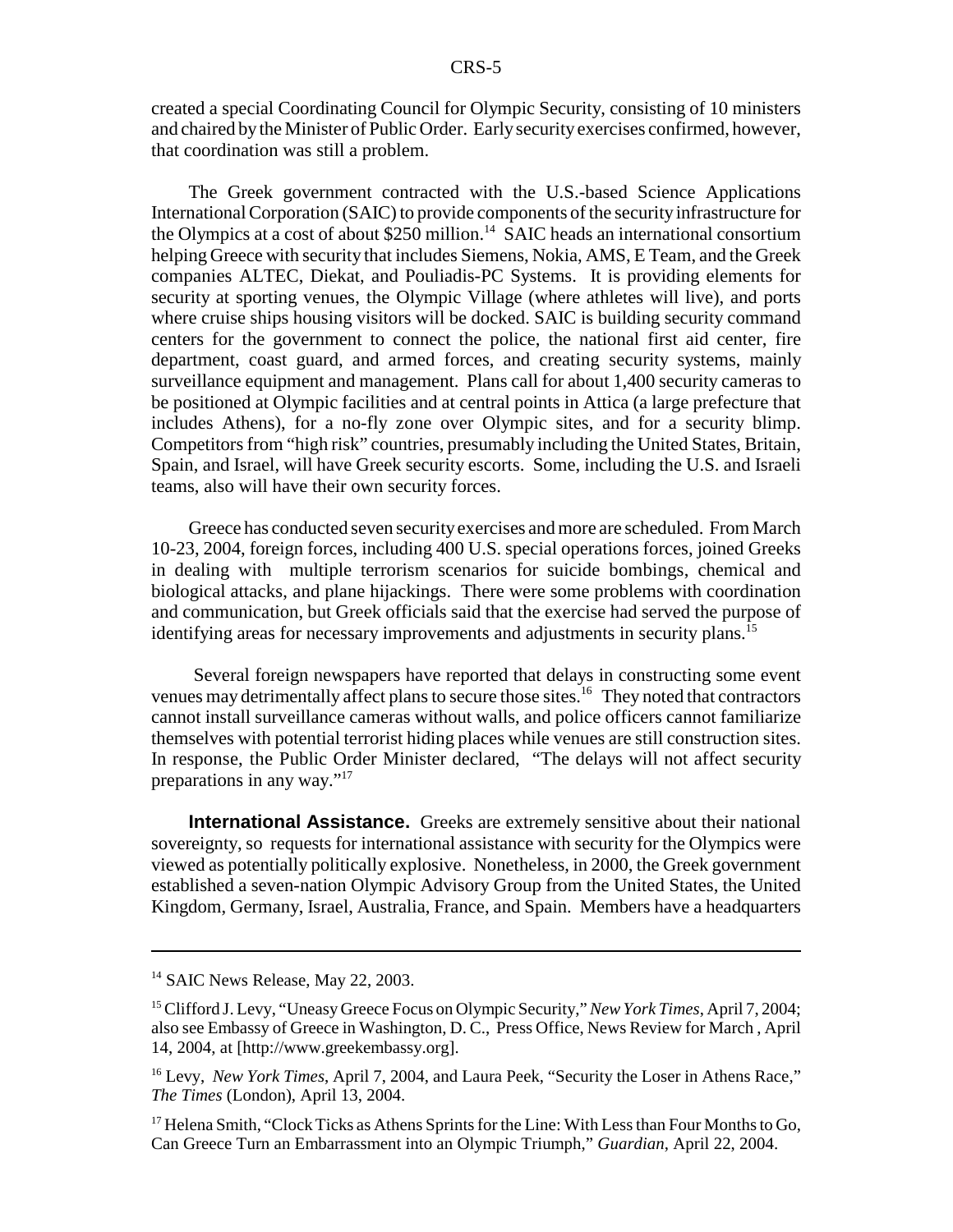created a special Coordinating Council for Olympic Security, consisting of 10 ministers and chaired by the Minister of Public Order. Early security exercises confirmed, however, that coordination was still a problem.

The Greek government contracted with the U.S.-based Science Applications International Corporation (SAIC) to provide components of the security infrastructure for the Olympics at a cost of about $250 million.[14] SAIC heads an international consortium helping Greece with security that includes Siemens, Nokia, AMS, E Team, and the Greek companies ALTEC, Diekat, and Pouliadis-PC Systems. It is providing elements for security at sporting venues, the Olympic Village (where athletes will live), and ports where cruise ships housing visitors will be docked. SAIC is building security command centers for the government to connect the police, the national first aid center, fire department, coast guard, and armed forces, and creating security systems, mainly surveillance equipment and management. Plans call for about 1,400 security cameras to be positioned at Olympic facilities and at central points in Attica (a large prefecture that includes Athens), for a no-fly zone over Olympic sites, and for a security blimp. Competitors from "high risk" countries, presumably including the United States, Britain, Spain, and Israel, will have Greek security escorts. Some, including the U.S. and Israeli teams, also will have their own security forces.

Greece has conducted seven security exercises and more are scheduled. From March 10-23, 2004, foreign forces, including 400 U.S. special operations forces, joined Greeks in dealing with multiple terrorism scenarios for suicide bombings, chemical and biological attacks, and plane hijackings. There were some problems with coordination and communication, but Greek officials said that the exercise had served the purpose of identifying areas for necessary improvements and adjustments in security plans.[15]

Several foreign newspapers have reported that delays in constructing some event venues may detrimentally affect plans to secure those sites.[16] They noted that contractors cannot install surveillance cameras without walls, and police officers cannot familiarize themselves with potential terrorist hiding places while venues are still construction sites. In response, the Public Order Minister declared, "The delays will not affect security preparations in any way."[17]

**International Assistance.** Greeks are extremely sensitive about their national sovereignty, so requests for international assistance with security for the Olympics were viewed as potentially politically explosive. Nonetheless, in 2000, the Greek government established a seven-nation Olympic Advisory Group from the United States, the United Kingdom, Germany, Israel, Australia, France, and Spain. Members have a headquarters

---

[14] SAIC News Release, May 22, 2003.

[15] Clifford J. Levy, "Uneasy Greece Focus on Olympic Security," *New York Times*, April 7, 2004; also see Embassy of Greece in Washington, D. C., Press Office, News Review for March , April 14, 2004, at [http://www.greekembassy.org].

[16] Levy, *New York Times*, April 7, 2004, and Laura Peek, "Security the Loser in Athens Race," *The Times* (London), April 13, 2004.

[17] Helena Smith, "Clock Ticks as Athens Sprints for the Line: With Less than Four Months to Go, Can Greece Turn an Embarrassment into an Olympic Triumph," *Guardian*, April 22, 2004.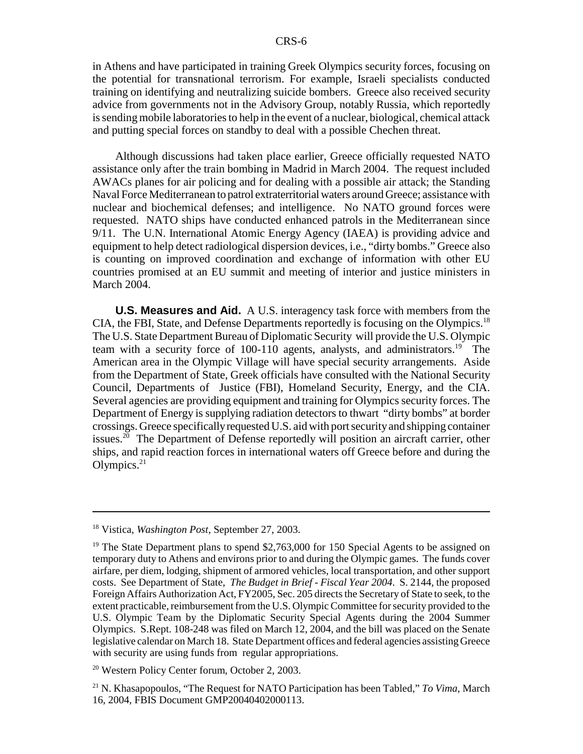in Athens and have participated in training Greek Olympics security forces, focusing on the potential for transnational terrorism. For example, Israeli specialists conducted training on identifying and neutralizing suicide bombers. Greece also received security advice from governments not in the Advisory Group, notably Russia, which reportedly is sending mobile laboratories to help in the event of a nuclear, biological, chemical attack and putting special forces on standby to deal with a possible Chechen threat.

Although discussions had taken place earlier, Greece officially requested NATO assistance only after the train bombing in Madrid in March 2004. The request included AWACs planes for air policing and for dealing with a possible air attack; the Standing Naval Force Mediterranean to patrol extraterritorial waters around Greece; assistance with nuclear and biochemical defenses; and intelligence. No NATO ground forces were requested. NATO ships have conducted enhanced patrols in the Mediterranean since 9/11. The U.N. International Atomic Energy Agency (IAEA) is providing advice and equipment to help detect radiological dispersion devices, i.e., "dirty bombs." Greece also is counting on improved coordination and exchange of information with other EU countries promised at an EU summit and meeting of interior and justice ministers in March 2004.

**U.S. Measures and Aid.** A U.S. interagency task force with members from the CIA, the FBI, State, and Defense Departments reportedly is focusing on the Olympics.[18] The U.S. State Department Bureau of Diplomatic Security will provide the U.S. Olympic team with a security force of 100-110 agents, analysts, and administrators.[19] The American area in the Olympic Village will have special security arrangements. Aside from the Department of State, Greek officials have consulted with the National Security Council, Departments of Justice (FBI), Homeland Security, Energy, and the CIA. Several agencies are providing equipment and training for Olympics security forces. The Department of Energy is supplying radiation detectors to thwart "dirty bombs" at border crossings. Greece specifically requested U.S. aid with port security and shipping container issues.[20] The Department of Defense reportedly will position an aircraft carrier, other ships, and rapid reaction forces in international waters off Greece before and during the Olympics.[21]

---

[18] Vistica, *Washington Post*, September 27, 2003.

[19] The State Department plans to spend $2,763,000 for 150 Special Agents to be assigned on temporary duty to Athens and environs prior to and during the Olympic games. The funds cover airfare, per diem, lodging, shipment of armored vehicles, local transportation, and other support costs. See Department of State, *The Budget in Brief - Fiscal Year 2004*. S. 2144, the proposed Foreign Affairs Authorization Act, FY2005, Sec. 205 directs the Secretary of State to seek, to the extent practicable, reimbursement from the U.S. Olympic Committee for security provided to the U.S. Olympic Team by the Diplomatic Security Special Agents during the 2004 Summer Olympics. S.Rept. 108-248 was filed on March 12, 2004, and the bill was placed on the Senate legislative calendar on March 18. State Department offices and federal agencies assisting Greece with security are using funds from regular appropriations.

[20] Western Policy Center forum, October 2, 2003.

[21] N. Khasapopoulos, "The Request for NATO Participation has been Tabled," *To Vima*, March 16, 2004, FBIS Document GMP20040402000113.